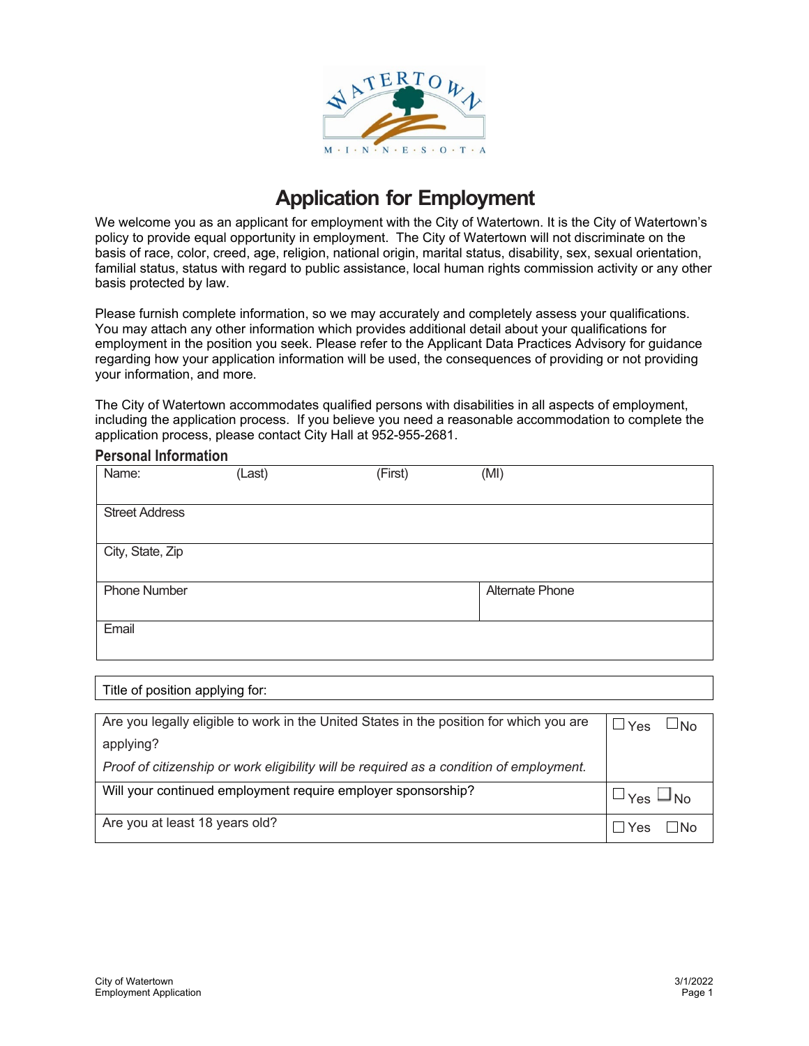# Application for Employment

We welcome you as an applicant for employment with the City of Watertown. It is the City of Watertown's policy to provide equal opportunity in employment. The City of Watertown will not discriminate on the basis of race, color, creed, age, religion, national origin, marital status, disability, sex, sexual orientation, familial status, status with regard to public assistance, local human rights commission activity or any other basis protected by law.

Please furnish complete information, so we may accurately and completely assess your qualifications. You may attach any other information which provides additional detail about your qualifications for employment in the position you seek. Please refer to the Applicant Data Practices Advisory for guidance regarding how your application information will be used, the consequences of providing or not providing your information, and more.

The City of Watertown accommodates qualified persons with disabilities in all aspects of employment, including the application process. If you believe you need a reasonable accommodation to complete the application process, please contact City Hall at 952-955-2681.

## Personal Information

| | |
|---|---|
| Name: (Last) (First) (MI) | |
| Street Address | |
| City, State, Zip | |
| Phone Number | Alternate Phone |
| Email | |

| |
|---|
| Title of position applying for: |

| | |
|---|---|
| Are you legally eligible to work in the United States in the position for which you are applying?<br>*Proof of citizenship or work eligibility will be required as a condition of employment.* | ☐ Yes ☐ No |
| Will your continued employment require employer sponsorship? | ☐ Yes ☐ No |
| Are you at least 18 years old? | ☐ Yes ☐ No |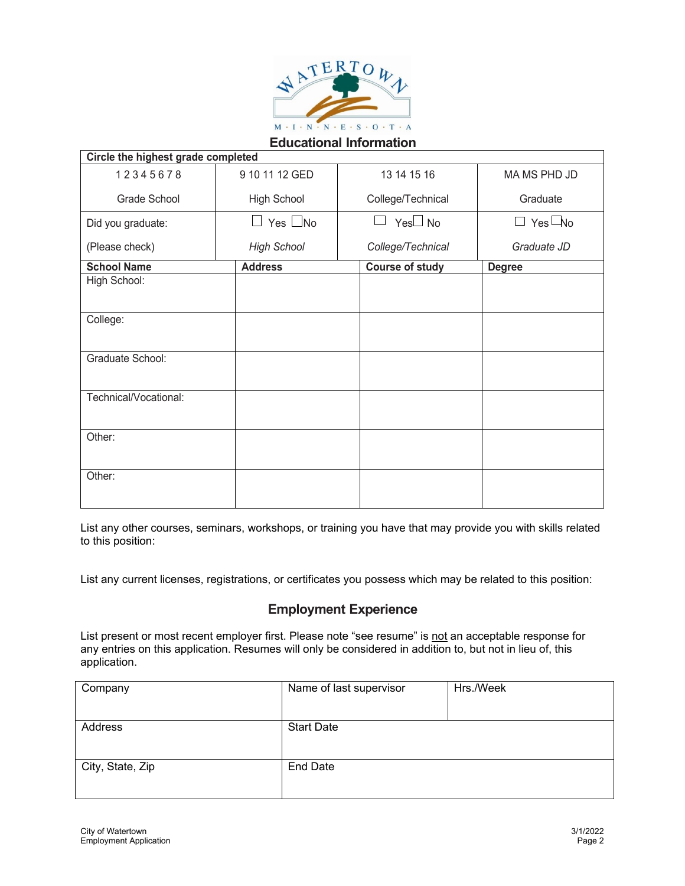## Educational Information

| Circle the highest grade completed | | | |
|---|---|---|---|
| 1 2 3 4 5 6 7 8<br>Grade School | 9 10 11 12 GED<br>High School | 13 14 15 16<br>College/Technical | MA MS PHD JD<br>Graduate |
| Did you graduate:<br>(Please check) | ☐ Yes ☐No<br>*High School* | ☐ Yes☐ No<br>*College/Technical* | ☐ Yes ☐No<br>*Graduate JD* |

| School Name | Address | Course of study | Degree |
|---|---|---|---|
| High School: | | | |
| College: | | | |
| Graduate School: | | | |
| Technical/Vocational: | | | |
| Other: | | | |
| Other: | | | |

List any other courses, seminars, workshops, or training you have that may provide you with skills related to this position:

List any current licenses, registrations, or certificates you possess which may be related to this position:

## Employment Experience

List present or most recent employer first. Please note "see resume" is <u>not</u> an acceptable response for any entries on this application. Resumes will only be considered in addition to, but not in lieu of, this application.

| | | |
|---|---|---|
| Company | Name of last supervisor | Hrs./Week |
| Address | Start Date | |
| City, State, Zip | End Date | |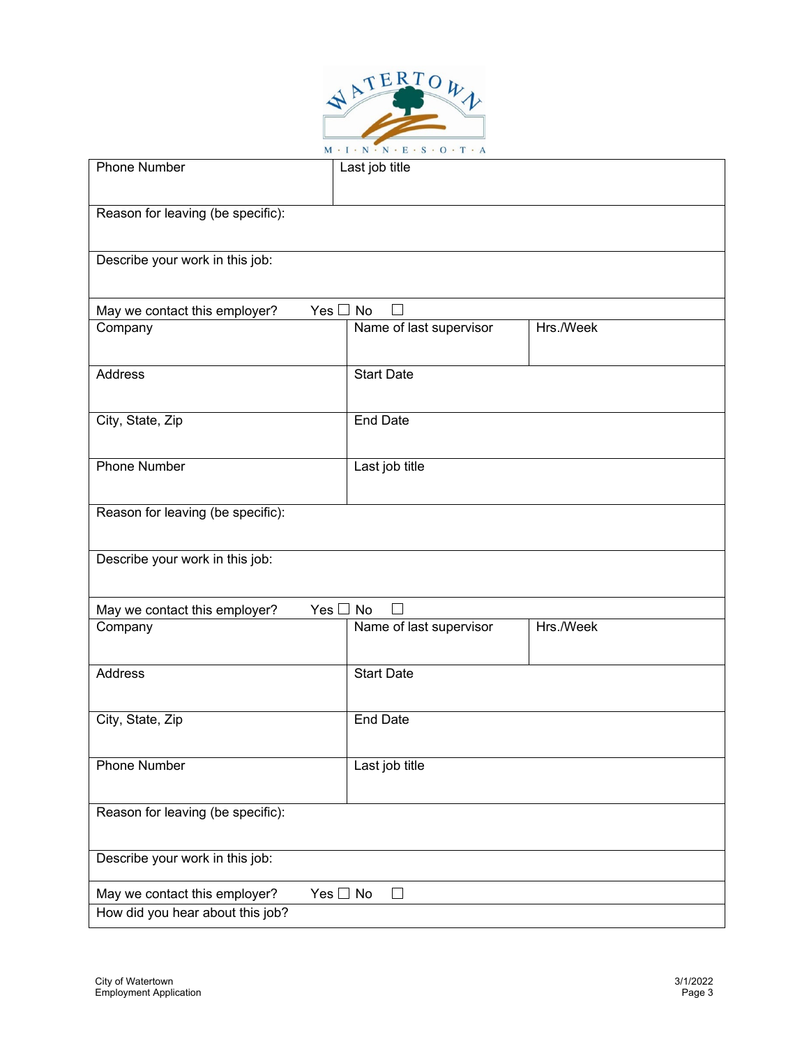| Phone Number | Last job title | |
|---|---|---|
| Reason for leaving (be specific): | | |
| Describe your work in this job: | | |
| May we contact this employer? Yes ☐ No ☐ | | |
| Company | Name of last supervisor | Hrs./Week |
| Address | Start Date | |
| City, State, Zip | End Date | |
| Phone Number | Last job title | |
| Reason for leaving (be specific): | | |
| Describe your work in this job: | | |
| May we contact this employer? Yes ☐ No ☐ | | |
| Company | Name of last supervisor | Hrs./Week |
| Address | Start Date | |
| City, State, Zip | End Date | |
| Phone Number | Last job title | |
| Reason for leaving (be specific): | | |
| Describe your work in this job: | | |
| May we contact this employer? Yes ☐ No ☐ | | |
| How did you hear about this job? | | |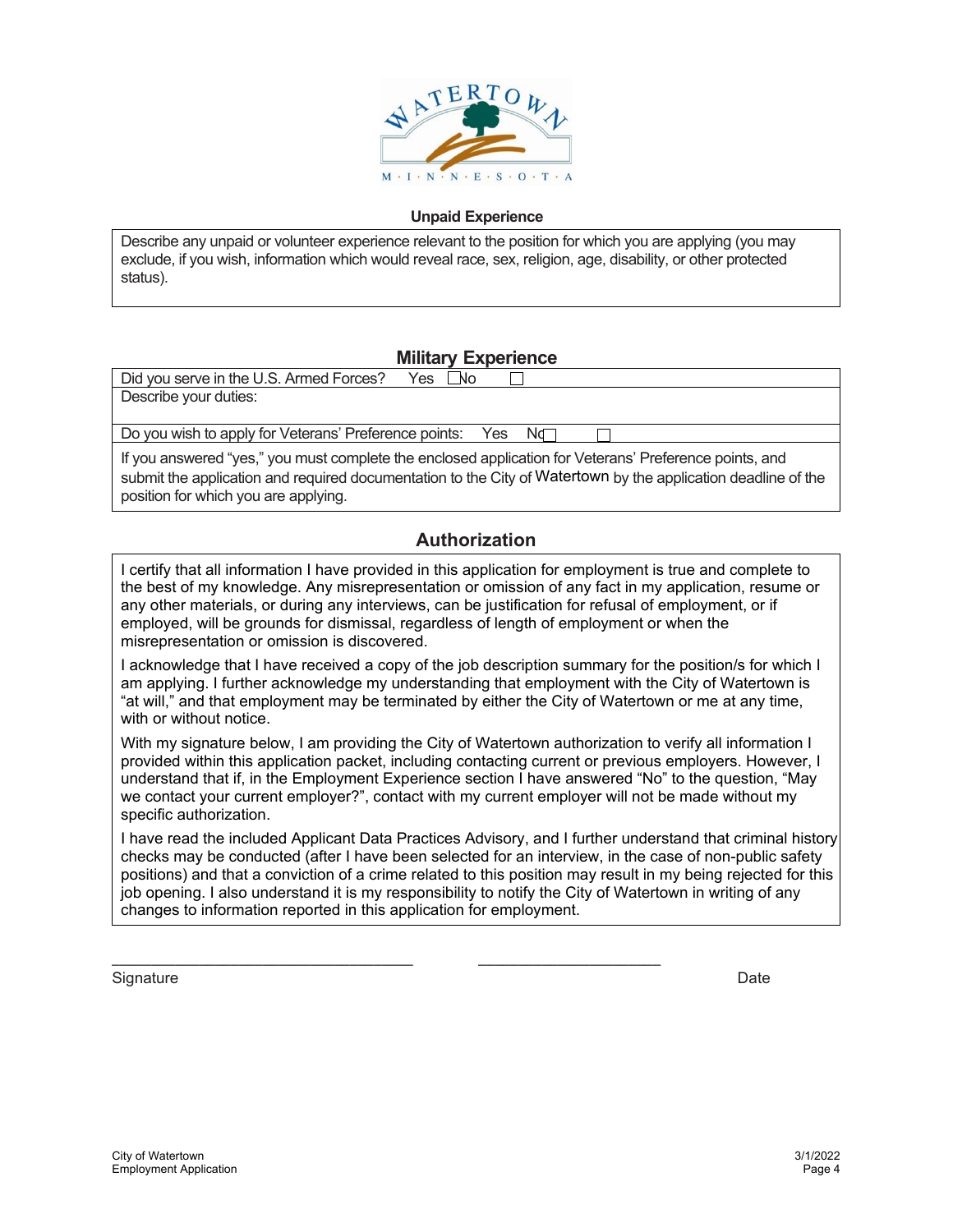## Unpaid Experience

| |
|---|
| Describe any unpaid or volunteer experience relevant to the position for which you are applying (you may exclude, if you wish, information which would reveal race, sex, religion, age, disability, or other protected status). |

## Military Experience

| |
|---|
| Did you serve in the U.S. Armed Forces? Yes ☐ No ☐ |
| Describe your duties: |
| Do you wish to apply for Veterans' Preference points: Yes ☐ No ☐ |
| If you answered "yes," you must complete the enclosed application for Veterans' Preference points, and submit the application and required documentation to the City of Watertown by the application deadline of the position for which you are applying. |

## Authorization

I certify that all information I have provided in this application for employment is true and complete to the best of my knowledge. Any misrepresentation or omission of any fact in my application, resume or any other materials, or during any interviews, can be justification for refusal of employment, or if employed, will be grounds for dismissal, regardless of length of employment or when the misrepresentation or omission is discovered.

I acknowledge that I have received a copy of the job description summary for the position/s for which I am applying. I further acknowledge my understanding that employment with the City of Watertown is "at will," and that employment may be terminated by either the City of Watertown or me at any time, with or without notice.

With my signature below, I am providing the City of Watertown authorization to verify all information I provided within this application packet, including contacting current or previous employers. However, I understand that if, in the Employment Experience section I have answered "No" to the question, "May we contact your current employer?", contact with my current employer will not be made without my specific authorization.

I have read the included Applicant Data Practices Advisory, and I further understand that criminal history checks may be conducted (after I have been selected for an interview, in the case of non-public safety positions) and that a conviction of a crime related to this position may result in my being rejected for this job opening. I also understand it is my responsibility to notify the City of Watertown in writing of any changes to information reported in this application for employment.

\_\_\_\_\_\_\_\_\_\_\_\_\_\_\_\_\_\_\_\_\_\_\_\_\_\_\_\_\_\_\_\_\_\_ \_\_\_\_\_\_\_\_\_\_\_\_\_\_\_\_\_\_\_\_\_\_

Signature Date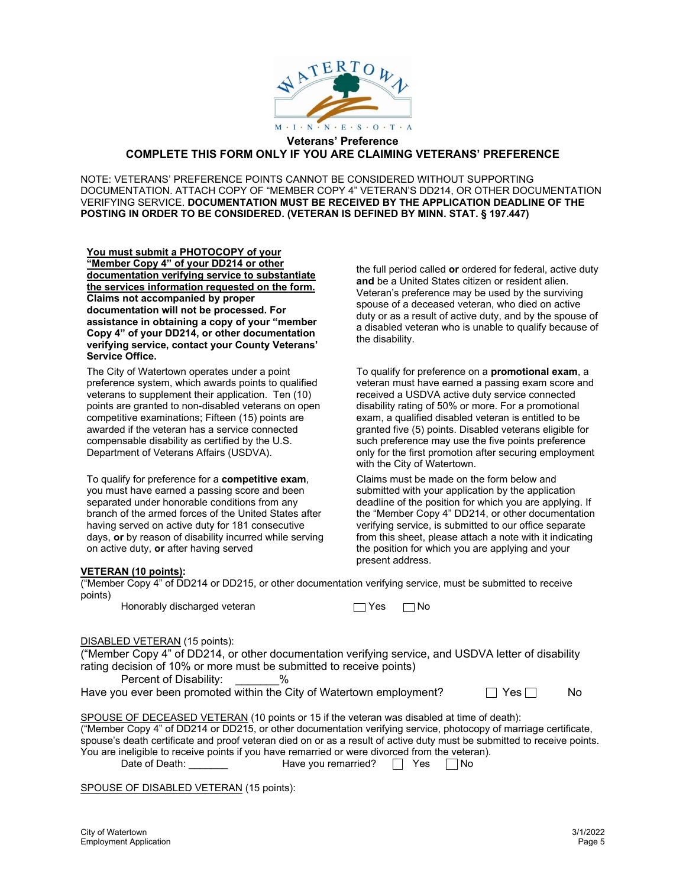WATERTOWN MINNESOTA

**Veterans' Preference**

**COMPLETE THIS FORM ONLY IF YOU ARE CLAIMING VETERANS' PREFERENCE**

NOTE: VETERANS' PREFERENCE POINTS CANNOT BE CONSIDERED WITHOUT SUPPORTING DOCUMENTATION. ATTACH COPY OF "MEMBER COPY 4" VETERAN'S DD214, OR OTHER DOCUMENTATION VERIFYING SERVICE. **DOCUMENTATION MUST BE RECEIVED BY THE APPLICATION DEADLINE OF THE POSTING IN ORDER TO BE CONSIDERED. (VETERAN IS DEFINED BY MINN. STAT. § 197.447)**

**You must submit a PHOTOCOPY of your "Member Copy 4" of your DD214 or other documentation verifying service to substantiate the services information requested on the form. Claims not accompanied by proper documentation will not be processed. For assistance in obtaining a copy of your "member Copy 4" of your DD214, or other documentation verifying service, contact your County Veterans' Service Office.**

The City of Watertown operates under a point preference system, which awards points to qualified veterans to supplement their application. Ten (10) points are granted to non-disabled veterans on open competitive examinations; Fifteen (15) points are awarded if the veteran has a service connected compensable disability as certified by the U.S. Department of Veterans Affairs (USDVA).

To qualify for preference for a **competitive exam**, you must have earned a passing score and been separated under honorable conditions from any branch of the armed forces of the United States after having served on active duty for 181 consecutive days, **or** by reason of disability incurred while serving on active duty, **or** after having served the full period called **or** ordered for federal, active duty **and** be a United States citizen or resident alien. Veteran's preference may be used by the surviving spouse of a deceased veteran, who died on active duty or as a result of active duty, and by the spouse of a disabled veteran who is unable to qualify because of the disability.

To qualify for preference on a **promotional exam**, a veteran must have earned a passing exam score and received a USDVA active duty service connected disability rating of 50% or more. For a promotional exam, a qualified disabled veteran is entitled to be granted five (5) points. Disabled veterans eligible for such preference may use the five points preference only for the first promotion after securing employment with the City of Watertown.

Claims must be made on the form below and submitted with your application by the application deadline of the position for which you are applying. If the "Member Copy 4" DD214, or other documentation verifying service, is submitted to our office separate from this sheet, please attach a note with it indicating the position for which you are applying and your present address.

**VETERAN (10 points):**
("Member Copy 4" of DD214 or DD215, or other documentation verifying service, must be submitted to receive points)

Honorably discharged veteran ☐ Yes ☐ No

DISABLED VETERAN (15 points):
("Member Copy 4" of DD214, or other documentation verifying service, and USDVA letter of disability rating decision of 10% or more must be submitted to receive points)

Percent of Disability: _______%

Have you ever been promoted within the City of Watertown employment? ☐ Yes ☐ No

SPOUSE OF DECEASED VETERAN (10 points or 15 if the veteran was disabled at time of death):
("Member Copy 4" of DD214 or DD215, or other documentation verifying service, photocopy of marriage certificate, spouse's death certificate and proof veteran died on or as a result of active duty must be submitted to receive points. You are ineligible to receive points if you have remarried or were divorced from the veteran).

Date of Death: _______ Have you remarried? ☐ Yes ☐ No

SPOUSE OF DISABLED VETERAN (15 points):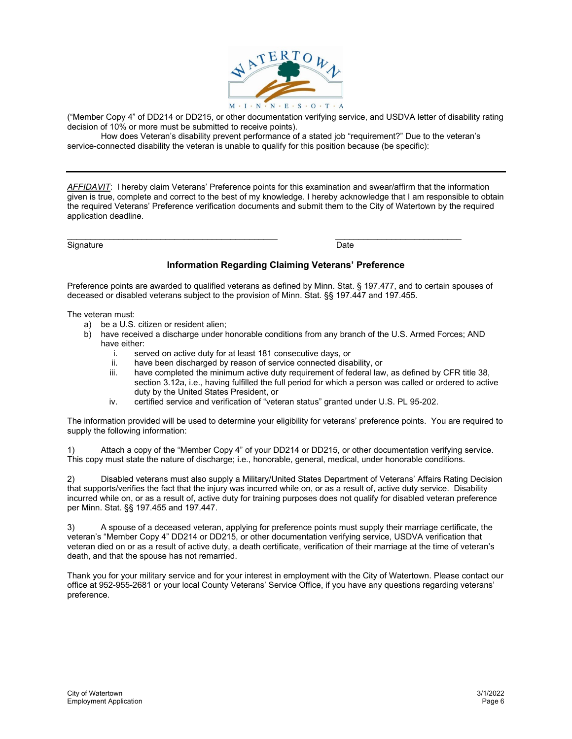("Member Copy 4" of DD214 or DD215, or other documentation verifying service, and USDVA letter of disability rating decision of 10% or more must be submitted to receive points).

How does Veteran's disability prevent performance of a stated job "requirement?" Due to the veteran's service-connected disability the veteran is unable to qualify for this position because (be specific):

---

*AFFIDAVIT*: I hereby claim Veterans' Preference points for this examination and swear/affirm that the information given is true, complete and correct to the best of my knowledge. I hereby acknowledge that I am responsible to obtain the required Veterans' Preference verification documents and submit them to the City of Watertown by the required application deadline.

Signature ______________________________ Date ____________________

**Information Regarding Claiming Veterans' Preference**

Preference points are awarded to qualified veterans as defined by Minn. Stat. § 197.477, and to certain spouses of deceased or disabled veterans subject to the provision of Minn. Stat. §§ 197.447 and 197.455.

The veteran must:

a) be a U.S. citizen or resident alien;
b) have received a discharge under honorable conditions from any branch of the U.S. Armed Forces; AND have either:
   i. served on active duty for at least 181 consecutive days, or
   ii. have been discharged by reason of service connected disability, or
   iii. have completed the minimum active duty requirement of federal law, as defined by CFR title 38, section 3.12a, i.e., having fulfilled the full period for which a person was called or ordered to active duty by the United States President, or
   iv. certified service and verification of "veteran status" granted under U.S. PL 95-202.

The information provided will be used to determine your eligibility for veterans' preference points. You are required to supply the following information:

1) Attach a copy of the "Member Copy 4" of your DD214 or DD215, or other documentation verifying service. This copy must state the nature of discharge; i.e., honorable, general, medical, under honorable conditions.

2) Disabled veterans must also supply a Military/United States Department of Veterans' Affairs Rating Decision that supports/verifies the fact that the injury was incurred while on, or as a result of, active duty service. Disability incurred while on, or as a result of, active duty for training purposes does not qualify for disabled veteran preference per Minn. Stat. §§ 197.455 and 197.447.

3) A spouse of a deceased veteran, applying for preference points must supply their marriage certificate, the veteran's "Member Copy 4" DD214 or DD215, or other documentation verifying service, USDVA verification that veteran died on or as a result of active duty, a death certificate, verification of their marriage at the time of veteran's death, and that the spouse has not remarried.

Thank you for your military service and for your interest in employment with the City of Watertown. Please contact our office at 952-955-2681 or your local County Veterans' Service Office, if you have any questions regarding veterans' preference.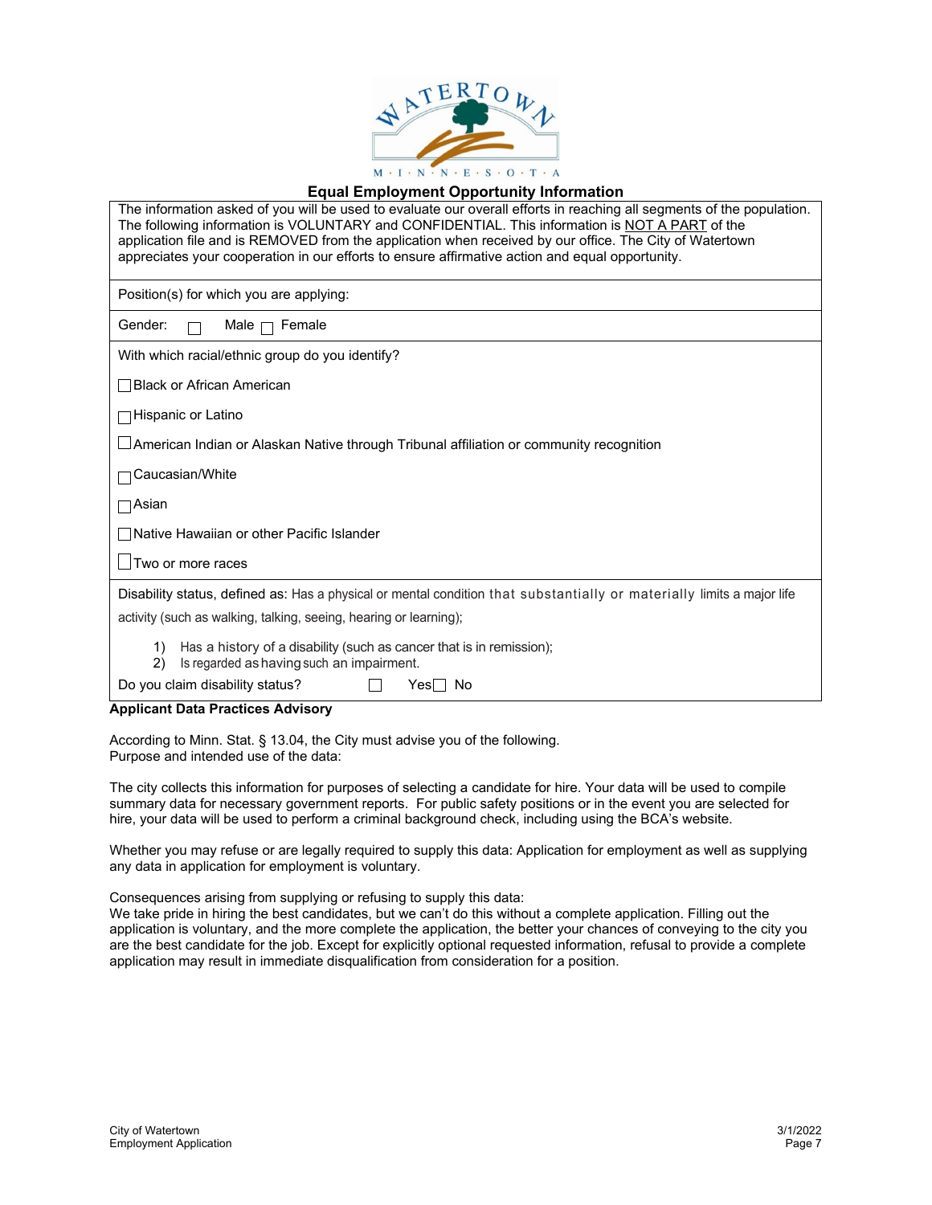## Equal Employment Opportunity Information

The information asked of you will be used to evaluate our overall efforts in reaching all segments of the population. The following information is VOLUNTARY and CONFIDENTIAL. This information is NOT A PART of the application file and is REMOVED from the application when received by our office. The City of Watertown appreciates your cooperation in our efforts to ensure affirmative action and equal opportunity.

Position(s) for which you are applying:

Gender: ☐ Male ☐ Female

With which racial/ethnic group do you identify?

☐ Black or African American

☐ Hispanic or Latino

☐ American Indian or Alaskan Native through Tribunal affiliation or community recognition

☐ Caucasian/White

☐ Asian

☐ Native Hawaiian or other Pacific Islander

☐ Two or more races

Disability status, defined as: Has a physical or mental condition that substantially or materially limits a major life activity (such as walking, talking, seeing, hearing or learning);

1) Has a history of a disability (such as cancer that is in remission);
2) Is regarded as having such an impairment.

Do you claim disability status? ☐ Yes ☐ No

**Applicant Data Practices Advisory**

According to Minn. Stat. § 13.04, the City must advise you of the following.
Purpose and intended use of the data:

The city collects this information for purposes of selecting a candidate for hire. Your data will be used to compile summary data for necessary government reports. For public safety positions or in the event you are selected for hire, your data will be used to perform a criminal background check, including using the BCA's website.

Whether you may refuse or are legally required to supply this data: Application for employment as well as supplying any data in application for employment is voluntary.

Consequences arising from supplying or refusing to supply this data:
We take pride in hiring the best candidates, but we can't do this without a complete application. Filling out the application is voluntary, and the more complete the application, the better your chances of conveying to the city you are the best candidate for the job. Except for explicitly optional requested information, refusal to provide a complete application may result in immediate disqualification from consideration for a position.